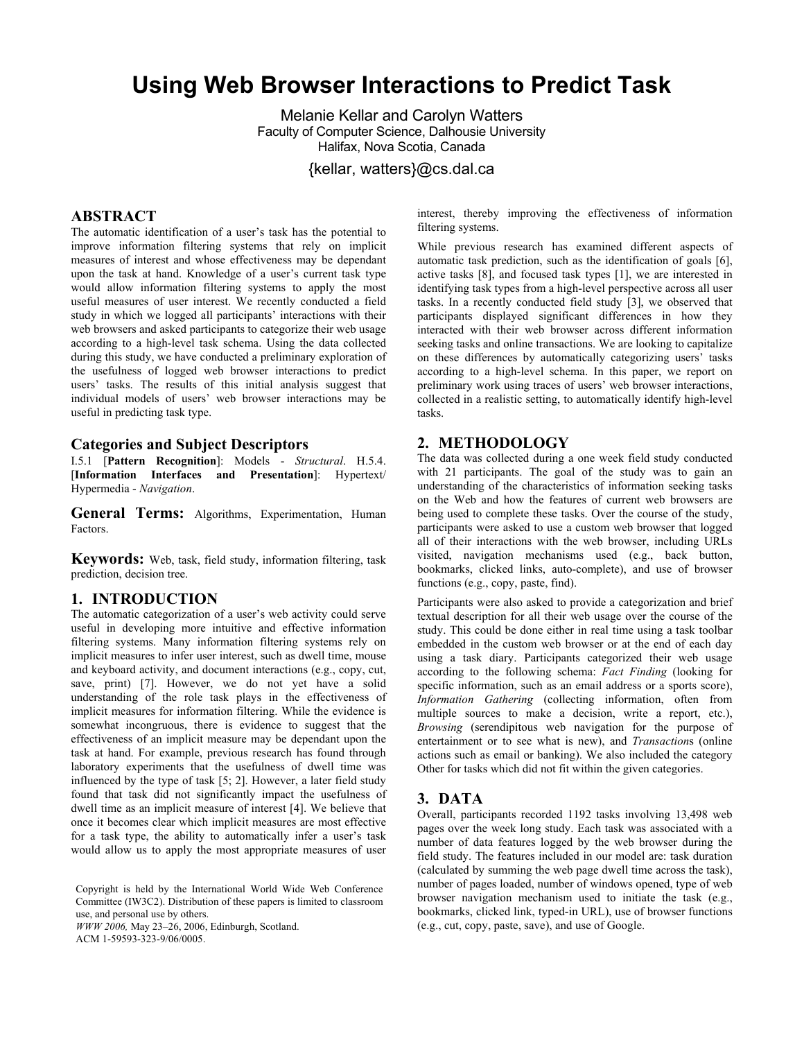# Using Web Browser Interactions to Predict Task

Melanie Kellar and Carolyn Watters
Faculty of Computer Science, Dalhousie University
Halifax, Nova Scotia, Canada

{kellar, watters}@cs.dal.ca

## ABSTRACT

The automatic identification of a user's task has the potential to improve information filtering systems that rely on implicit measures of interest and whose effectiveness may be dependant upon the task at hand. Knowledge of a user's current task type would allow information filtering systems to apply the most useful measures of user interest. We recently conducted a field study in which we logged all participants' interactions with their web browsers and asked participants to categorize their web usage according to a high-level task schema. Using the data collected during this study, we have conducted a preliminary exploration of the usefulness of logged web browser interactions to predict users' tasks. The results of this initial analysis suggest that individual models of users' web browser interactions may be useful in predicting task type.

### Categories and Subject Descriptors

I.5.1 [**Pattern Recognition**]: Models - *Structural*. H.5.4. [**Information Interfaces and Presentation**]: Hypertext/ Hypermedia - *Navigation*.

**General Terms:** Algorithms, Experimentation, Human Factors.

**Keywords:** Web, task, field study, information filtering, task prediction, decision tree.

## 1. INTRODUCTION

The automatic categorization of a user's web activity could serve useful in developing more intuitive and effective information filtering systems. Many information filtering systems rely on implicit measures to infer user interest, such as dwell time, mouse and keyboard activity, and document interactions (e.g., copy, cut, save, print) [7]. However, we do not yet have a solid understanding of the role task plays in the effectiveness of implicit measures for information filtering. While the evidence is somewhat incongruous, there is evidence to suggest that the effectiveness of an implicit measure may be dependant upon the task at hand. For example, previous research has found through laboratory experiments that the usefulness of dwell time was influenced by the type of task [5; 2]. However, a later field study found that task did not significantly impact the usefulness of dwell time as an implicit measure of interest [4]. We believe that once it becomes clear which implicit measures are most effective for a task type, the ability to automatically infer a user's task would allow us to apply the most appropriate measures of user interest, thereby improving the effectiveness of information filtering systems.

While previous research has examined different aspects of automatic task prediction, such as the identification of goals [6], active tasks [8], and focused task types [1], we are interested in identifying task types from a high-level perspective across all user tasks. In a recently conducted field study [3], we observed that participants displayed significant differences in how they interacted with their web browser across different information seeking tasks and online transactions. We are looking to capitalize on these differences by automatically categorizing users' tasks according to a high-level schema. In this paper, we report on preliminary work using traces of users' web browser interactions, collected in a realistic setting, to automatically identify high-level tasks.

Copyright is held by the International World Wide Web Conference Committee (IW3C2). Distribution of these papers is limited to classroom use, and personal use by others.
*WWW 2006,* May 23–26, 2006, Edinburgh, Scotland.
ACM 1-59593-323-9/06/0005.

## 2. METHODOLOGY

The data was collected during a one week field study conducted with 21 participants. The goal of the study was to gain an understanding of the characteristics of information seeking tasks on the Web and how the features of current web browsers are being used to complete these tasks. Over the course of the study, participants were asked to use a custom web browser that logged all of their interactions with the web browser, including URLs visited, navigation mechanisms used (e.g., back button, bookmarks, clicked links, auto-complete), and use of browser functions (e.g., copy, paste, find).

Participants were also asked to provide a categorization and brief textual description for all their web usage over the course of the study. This could be done either in real time using a task toolbar embedded in the custom web browser or at the end of each day using a task diary. Participants categorized their web usage according to the following schema: *Fact Finding* (looking for specific information, such as an email address or a sports score), *Information Gathering* (collecting information, often from multiple sources to make a decision, write a report, etc.), *Browsing* (serendipitous web navigation for the purpose of entertainment or to see what is new), and *Transaction*s (online actions such as email or banking). We also included the category Other for tasks which did not fit within the given categories.

## 3. DATA

Overall, participants recorded 1192 tasks involving 13,498 web pages over the week long study. Each task was associated with a number of data features logged by the web browser during the field study. The features included in our model are: task duration (calculated by summing the web page dwell time across the task), number of pages loaded, number of windows opened, type of web browser navigation mechanism used to initiate the task (e.g., bookmarks, clicked link, typed-in URL), use of browser functions (e.g., cut, copy, paste, save), and use of Google.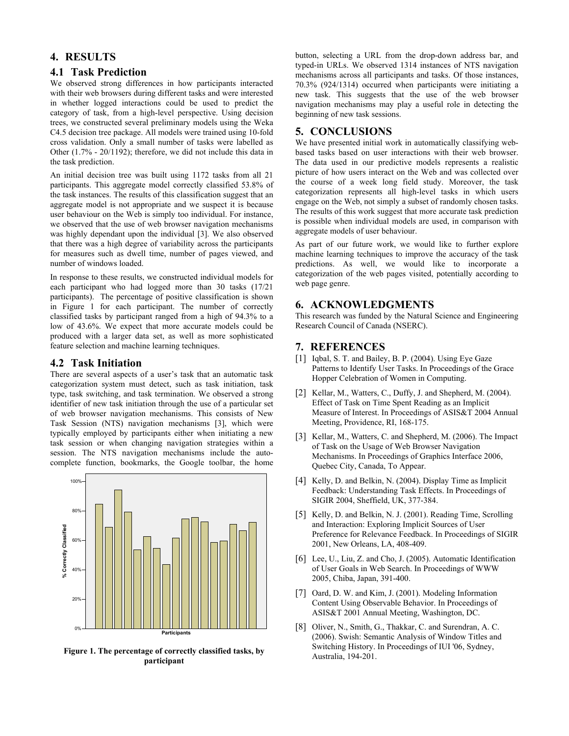## 4. RESULTS

### 4.1 Task Prediction

We observed strong differences in how participants interacted with their web browsers during different tasks and were interested in whether logged interactions could be used to predict the category of task, from a high-level perspective. Using decision trees, we constructed several preliminary models using the Weka C4.5 decision tree package. All models were trained using 10-fold cross validation. Only a small number of tasks were labelled as Other (1.7% - 20/1192); therefore, we did not include this data in the task prediction.

An initial decision tree was built using 1172 tasks from all 21 participants. This aggregate model correctly classified 53.8% of the task instances. The results of this classification suggest that an aggregate model is not appropriate and we suspect it is because user behaviour on the Web is simply too individual. For instance, we observed that the use of web browser navigation mechanisms was highly dependant upon the individual [3]. We also observed that there was a high degree of variability across the participants for measures such as dwell time, number of pages viewed, and number of windows loaded.

In response to these results, we constructed individual models for each participant who had logged more than 30 tasks (17/21 participants). The percentage of positive classification is shown in Figure 1 for each participant. The number of correctly classified tasks by participant ranged from a high of 94.3% to a low of 43.6%. We expect that more accurate models could be produced with a larger data set, as well as more sophisticated feature selection and machine learning techniques.

### 4.2 Task Initiation

There are several aspects of a user's task that an automatic task categorization system must detect, such as task initiation, task type, task switching, and task termination. We observed a strong identifier of new task initiation through the use of a particular set of web browser navigation mechanisms. This consists of New Task Session (NTS) navigation mechanisms [3], which were typically employed by participants either when initiating a new task session or when changing navigation strategies within a session. The NTS navigation mechanisms include the auto-complete function, bookmarks, the Google toolbar, the home button, selecting a URL from the drop-down address bar, and typed-in URLs. We observed 1314 instances of NTS navigation mechanisms across all participants and tasks. Of those instances, 70.3% (924/1314) occurred when participants were initiating a new task. This suggests that the use of the web browser navigation mechanisms may play a useful role in detecting the beginning of new task sessions.

100%
80%
60%
40%
20%
0%
% Correctly Classified
Participants

**Figure 1. The percentage of correctly classified tasks, by participant**

## 5. CONCLUSIONS

We have presented initial work in automatically classifying web-based tasks based on user interactions with their web browser. The data used in our predictive models represents a realistic picture of how users interact on the Web and was collected over the course of a week long field study. Moreover, the task categorization represents all high-level tasks in which users engage on the Web, not simply a subset of randomly chosen tasks. The results of this work suggest that more accurate task prediction is possible when individual models are used, in comparison with aggregate models of user behaviour.

As part of our future work, we would like to further explore machine learning techniques to improve the accuracy of the task predictions. As well, we would like to incorporate a categorization of the web pages visited, potentially according to web page genre.

## 6. ACKNOWLEDGMENTS

This research was funded by the Natural Science and Engineering Research Council of Canada (NSERC).

## 7. REFERENCES

[1] Iqbal, S. T. and Bailey, B. P. (2004). Using Eye Gaze Patterns to Identify User Tasks. In Proceedings of the Grace Hopper Celebration of Women in Computing.

[2] Kellar, M., Watters, C., Duffy, J. and Shepherd, M. (2004). Effect of Task on Time Spent Reading as an Implicit Measure of Interest. In Proceedings of ASIS&T 2004 Annual Meeting, Providence, RI, 168-175.

[3] Kellar, M., Watters, C. and Shepherd, M. (2006). The Impact of Task on the Usage of Web Browser Navigation Mechanisms. In Proceedings of Graphics Interface 2006, Quebec City, Canada, To Appear.

[4] Kelly, D. and Belkin, N. (2004). Display Time as Implicit Feedback: Understanding Task Effects. In Proceedings of SIGIR 2004, Sheffield, UK, 377-384.

[5] Kelly, D. and Belkin, N. J. (2001). Reading Time, Scrolling and Interaction: Exploring Implicit Sources of User Preference for Relevance Feedback. In Proceedings of SIGIR 2001, New Orleans, LA, 408-409.

[6] Lee, U., Liu, Z. and Cho, J. (2005). Automatic Identification of User Goals in Web Search. In Proceedings of WWW 2005, Chiba, Japan, 391-400.

[7] Oard, D. W. and Kim, J. (2001). Modeling Information Content Using Observable Behavior. In Proceedings of ASIS&T 2001 Annual Meeting, Washington, DC.

[8] Oliver, N., Smith, G., Thakkar, C. and Surendran, A. C. (2006). Swish: Semantic Analysis of Window Titles and Switching History. In Proceedings of IUI '06, Sydney, Australia, 194-201.